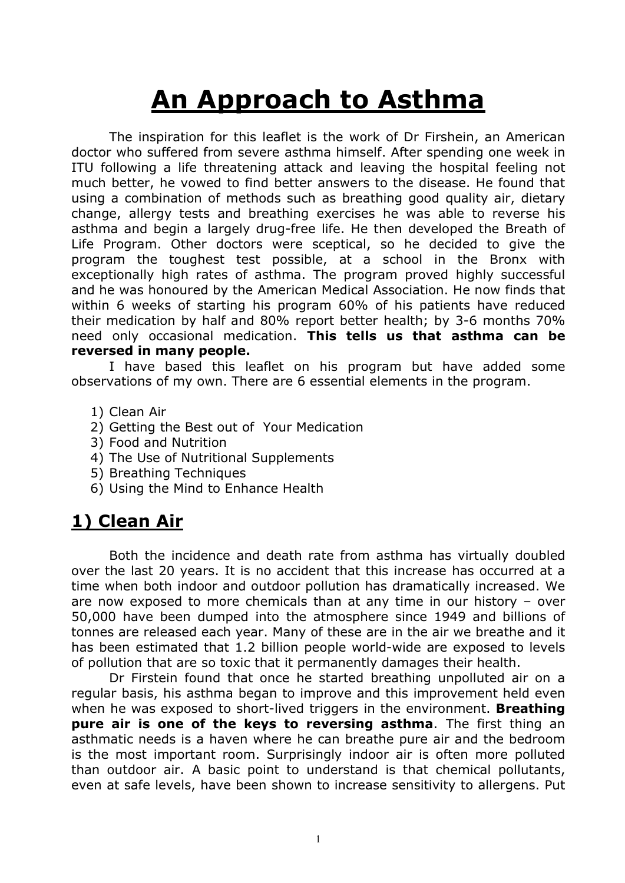# An Approach to Asthma

The inspiration for this leaflet is the work of Dr Firshein, an American doctor who suffered from severe asthma himself. After spending one week in ITU following a life threatening attack and leaving the hospital feeling not much better, he vowed to find better answers to the disease. He found that using a combination of methods such as breathing good quality air, dietary change, allergy tests and breathing exercises he was able to reverse his asthma and begin a largely drug-free life. He then developed the Breath of Life Program. Other doctors were sceptical, so he decided to give the program the toughest test possible, at a school in the Bronx with exceptionally high rates of asthma. The program proved highly successful and he was honoured by the American Medical Association. He now finds that within 6 weeks of starting his program 60% of his patients have reduced their medication by half and 80% report better health; by 3-6 months 70% need only occasional medication. **This tells us that asthma can be reversed in many people.**

I have based this leaflet on his program but have added some observations of my own. There are 6 essential elements in the program.

1) Clean Air
2) Getting the Best out of Your Medication
3) Food and Nutrition
4) The Use of Nutritional Supplements
5) Breathing Techniques
6) Using the Mind to Enhance Health

## 1) Clean Air

Both the incidence and death rate from asthma has virtually doubled over the last 20 years. It is no accident that this increase has occurred at a time when both indoor and outdoor pollution has dramatically increased. We are now exposed to more chemicals than at any time in our history – over 50,000 have been dumped into the atmosphere since 1949 and billions of tonnes are released each year. Many of these are in the air we breathe and it has been estimated that 1.2 billion people world-wide are exposed to levels of pollution that are so toxic that it permanently damages their health.

Dr Firstein found that once he started breathing unpolluted air on a regular basis, his asthma began to improve and this improvement held even when he was exposed to short-lived triggers in the environment. **Breathing pure air is one of the keys to reversing asthma**. The first thing an asthmatic needs is a haven where he can breathe pure air and the bedroom is the most important room. Surprisingly indoor air is often more polluted than outdoor air. A basic point to understand is that chemical pollutants, even at safe levels, have been shown to increase sensitivity to allergens. Put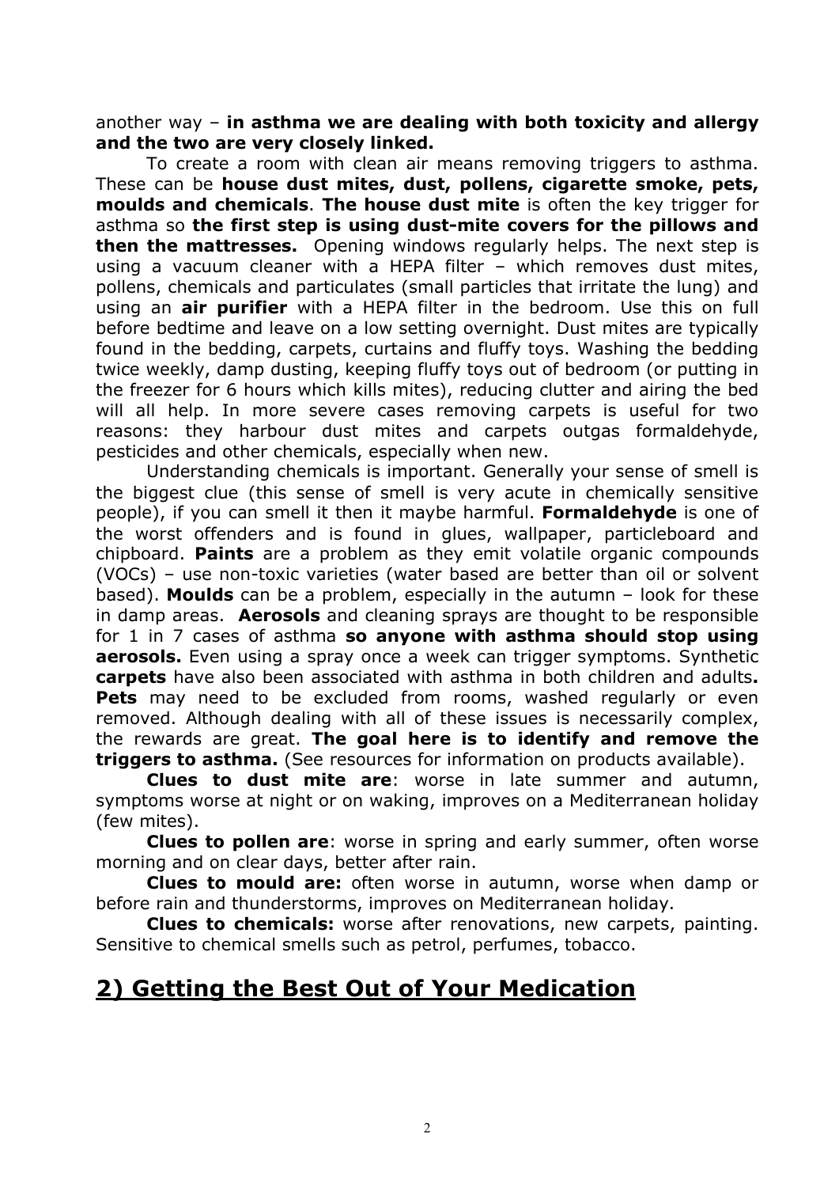another way – **in asthma we are dealing with both toxicity and allergy and the two are very closely linked.**

To create a room with clean air means removing triggers to asthma. These can be **house dust mites, dust, pollens, cigarette smoke, pets, moulds and chemicals**. **The house dust mite** is often the key trigger for asthma so **the first step is using dust-mite covers for the pillows and then the mattresses.** Opening windows regularly helps. The next step is using a vacuum cleaner with a HEPA filter – which removes dust mites, pollens, chemicals and particulates (small particles that irritate the lung) and using an **air purifier** with a HEPA filter in the bedroom. Use this on full before bedtime and leave on a low setting overnight. Dust mites are typically found in the bedding, carpets, curtains and fluffy toys. Washing the bedding twice weekly, damp dusting, keeping fluffy toys out of bedroom (or putting in the freezer for 6 hours which kills mites), reducing clutter and airing the bed will all help. In more severe cases removing carpets is useful for two reasons: they harbour dust mites and carpets outgas formaldehyde, pesticides and other chemicals, especially when new.

Understanding chemicals is important. Generally your sense of smell is the biggest clue (this sense of smell is very acute in chemically sensitive people), if you can smell it then it maybe harmful. **Formaldehyde** is one of the worst offenders and is found in glues, wallpaper, particleboard and chipboard. **Paints** are a problem as they emit volatile organic compounds (VOCs) – use non-toxic varieties (water based are better than oil or solvent based). **Moulds** can be a problem, especially in the autumn – look for these in damp areas. **Aerosols** and cleaning sprays are thought to be responsible for 1 in 7 cases of asthma **so anyone with asthma should stop using aerosols.** Even using a spray once a week can trigger symptoms. Synthetic **carpets** have also been associated with asthma in both children and adults**. Pets** may need to be excluded from rooms, washed regularly or even removed. Although dealing with all of these issues is necessarily complex, the rewards are great. **The goal here is to identify and remove the triggers to asthma.** (See resources for information on products available).

**Clues to dust mite are**: worse in late summer and autumn, symptoms worse at night or on waking, improves on a Mediterranean holiday (few mites).

**Clues to pollen are**: worse in spring and early summer, often worse morning and on clear days, better after rain.

**Clues to mould are:** often worse in autumn, worse when damp or before rain and thunderstorms, improves on Mediterranean holiday.

**Clues to chemicals:** worse after renovations, new carpets, painting. Sensitive to chemical smells such as petrol, perfumes, tobacco.

## 2) Getting the Best Out of Your Medication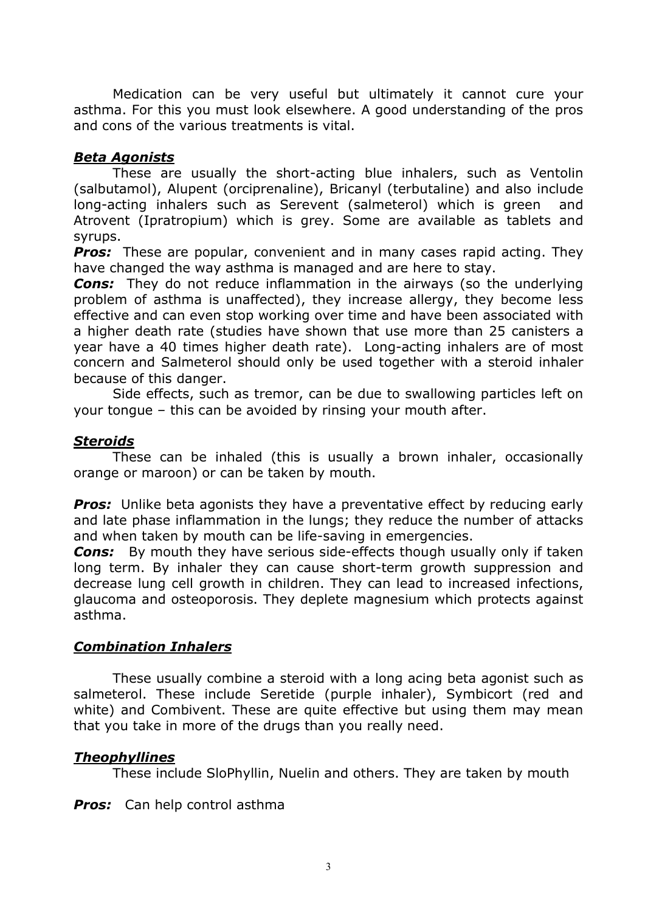Medication can be very useful but ultimately it cannot cure your asthma. For this you must look elsewhere. A good understanding of the pros and cons of the various treatments is vital.

### ***Beta Agonists***

These are usually the short-acting blue inhalers, such as Ventolin (salbutamol), Alupent (orciprenaline), Bricanyl (terbutaline) and also include long-acting inhalers such as Serevent (salmeterol) which is green and Atrovent (Ipratropium) which is grey. Some are available as tablets and syrups.

***Pros:*** These are popular, convenient and in many cases rapid acting. They have changed the way asthma is managed and are here to stay.

***Cons:*** They do not reduce inflammation in the airways (so the underlying problem of asthma is unaffected), they increase allergy, they become less effective and can even stop working over time and have been associated with a higher death rate (studies have shown that use more than 25 canisters a year have a 40 times higher death rate). Long-acting inhalers are of most concern and Salmeterol should only be used together with a steroid inhaler because of this danger.

Side effects, such as tremor, can be due to swallowing particles left on your tongue – this can be avoided by rinsing your mouth after.

### ***Steroids***

These can be inhaled (this is usually a brown inhaler, occasionally orange or maroon) or can be taken by mouth.

***Pros:*** Unlike beta agonists they have a preventative effect by reducing early and late phase inflammation in the lungs; they reduce the number of attacks and when taken by mouth can be life-saving in emergencies.

***Cons:*** By mouth they have serious side-effects though usually only if taken long term. By inhaler they can cause short-term growth suppression and decrease lung cell growth in children. They can lead to increased infections, glaucoma and osteoporosis. They deplete magnesium which protects against asthma.

### ***Combination Inhalers***

These usually combine a steroid with a long acing beta agonist such as salmeterol. These include Seretide (purple inhaler), Symbicort (red and white) and Combivent. These are quite effective but using them may mean that you take in more of the drugs than you really need.

### ***Theophyllines***

These include SloPhyllin, Nuelin and others. They are taken by mouth

***Pros:*** Can help control asthma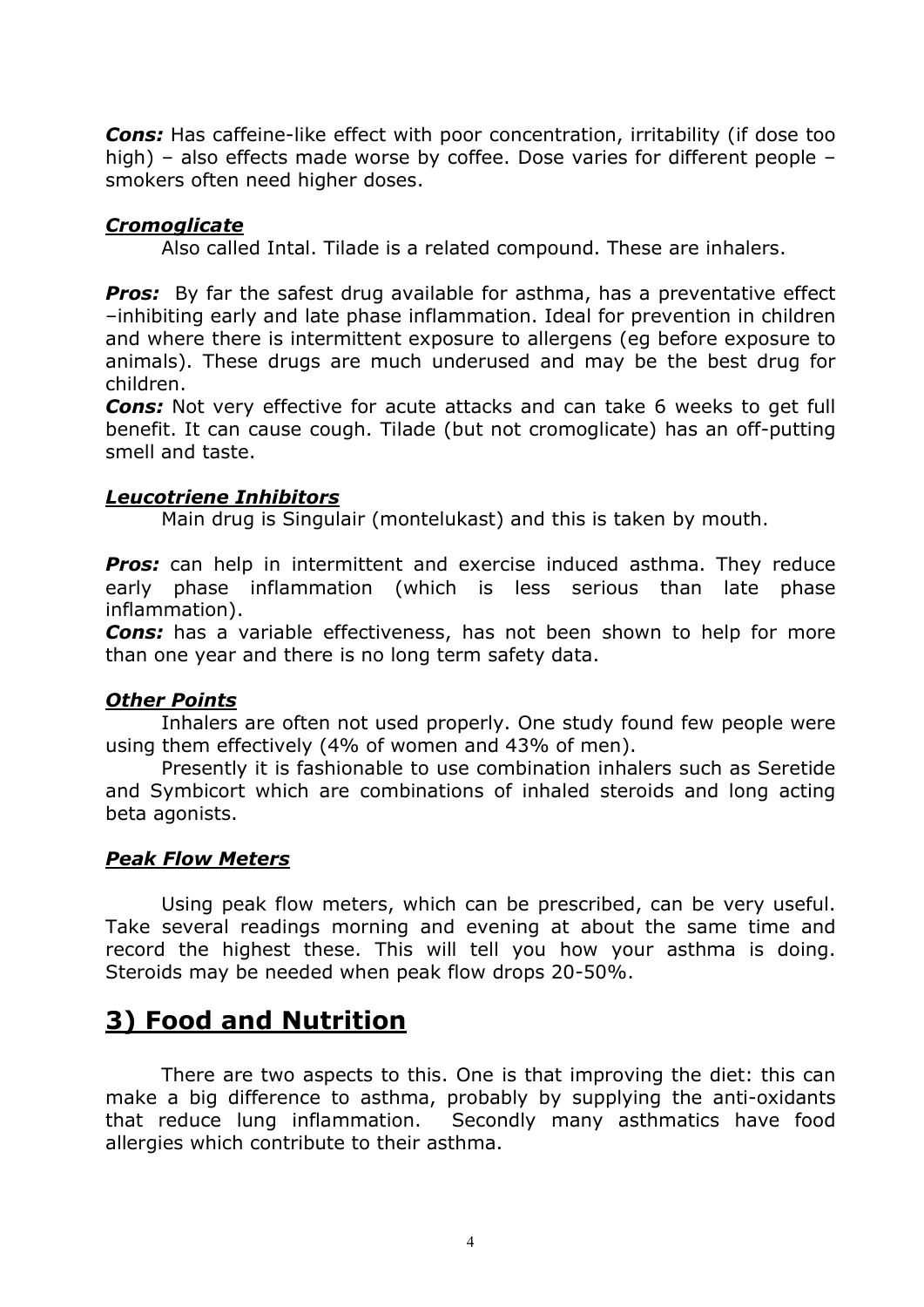***Cons:*** Has caffeine-like effect with poor concentration, irritability (if dose too high) – also effects made worse by coffee. Dose varies for different people – smokers often need higher doses.

### ***Cromoglicate***

Also called Intal. Tilade is a related compound. These are inhalers.

***Pros:*** By far the safest drug available for asthma, has a preventative effect –inhibiting early and late phase inflammation. Ideal for prevention in children and where there is intermittent exposure to allergens (eg before exposure to animals). These drugs are much underused and may be the best drug for children.
***Cons:*** Not very effective for acute attacks and can take 6 weeks to get full benefit. It can cause cough. Tilade (but not cromoglicate) has an off-putting smell and taste.

### ***Leucotriene Inhibitors***

Main drug is Singulair (montelukast) and this is taken by mouth.

***Pros:*** can help in intermittent and exercise induced asthma. They reduce early phase inflammation (which is less serious than late phase inflammation).
***Cons:*** has a variable effectiveness, has not been shown to help for more than one year and there is no long term safety data.

### ***Other Points***

Inhalers are often not used properly. One study found few people were using them effectively (4% of women and 43% of men).

Presently it is fashionable to use combination inhalers such as Seretide and Symbicort which are combinations of inhaled steroids and long acting beta agonists.

### ***Peak Flow Meters***

Using peak flow meters, which can be prescribed, can be very useful. Take several readings morning and evening at about the same time and record the highest these. This will tell you how your asthma is doing. Steroids may be needed when peak flow drops 20-50%.

## **3) Food and Nutrition**

There are two aspects to this. One is that improving the diet: this can make a big difference to asthma, probably by supplying the anti-oxidants that reduce lung inflammation. Secondly many asthmatics have food allergies which contribute to their asthma.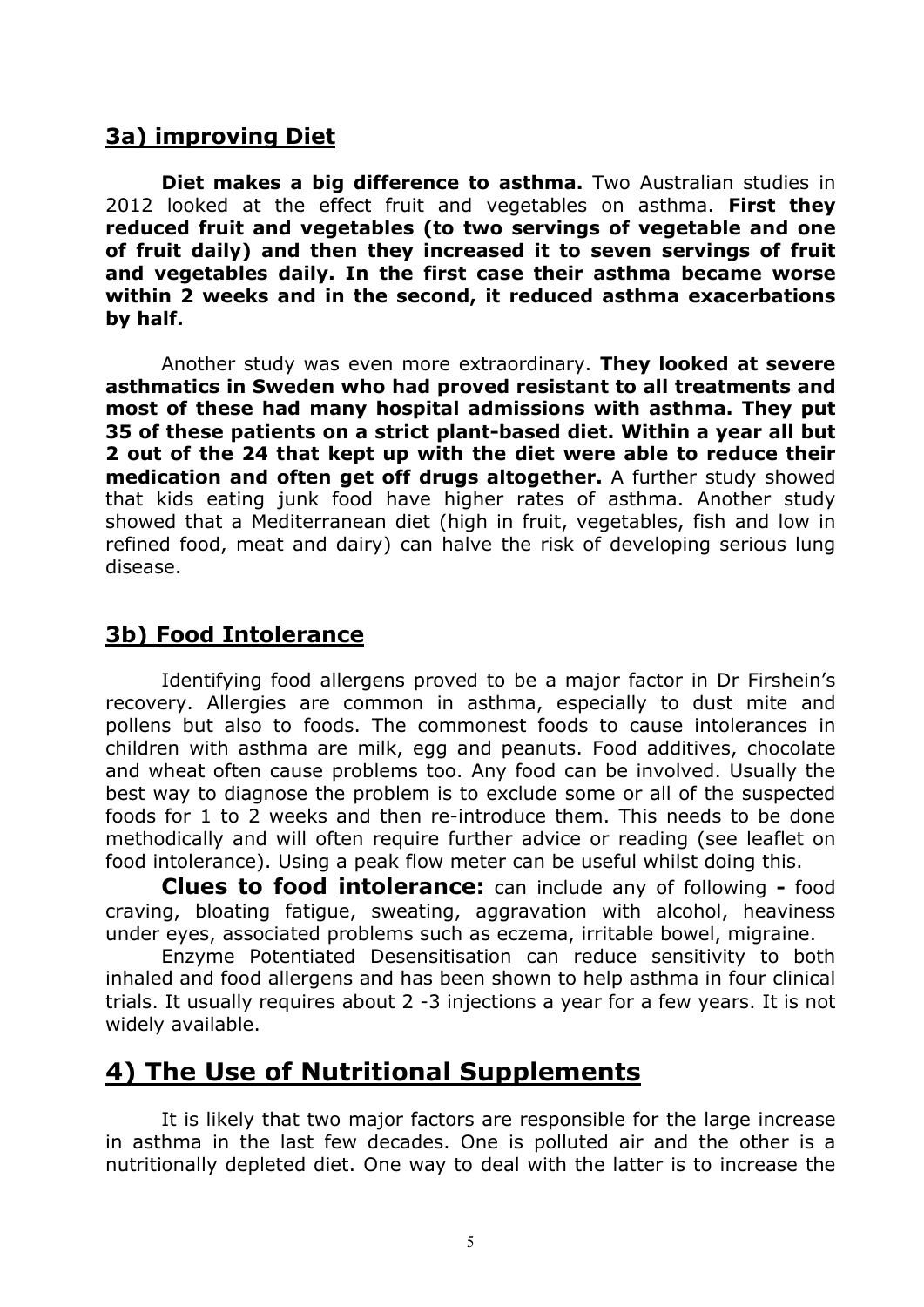## 3a) improving Diet

**Diet makes a big difference to asthma.** Two Australian studies in 2012 looked at the effect fruit and vegetables on asthma. **First they reduced fruit and vegetables (to two servings of vegetable and one of fruit daily) and then they increased it to seven servings of fruit and vegetables daily. In the first case their asthma became worse within 2 weeks and in the second, it reduced asthma exacerbations by half.**

Another study was even more extraordinary. **They looked at severe asthmatics in Sweden who had proved resistant to all treatments and most of these had many hospital admissions with asthma. They put 35 of these patients on a strict plant-based diet. Within a year all but 2 out of the 24 that kept up with the diet were able to reduce their medication and often get off drugs altogether.** A further study showed that kids eating junk food have higher rates of asthma. Another study showed that a Mediterranean diet (high in fruit, vegetables, fish and low in refined food, meat and dairy) can halve the risk of developing serious lung disease.

## 3b) Food Intolerance

Identifying food allergens proved to be a major factor in Dr Firshein's recovery. Allergies are common in asthma, especially to dust mite and pollens but also to foods. The commonest foods to cause intolerances in children with asthma are milk, egg and peanuts. Food additives, chocolate and wheat often cause problems too. Any food can be involved. Usually the best way to diagnose the problem is to exclude some or all of the suspected foods for 1 to 2 weeks and then re-introduce them. This needs to be done methodically and will often require further advice or reading (see leaflet on food intolerance). Using a peak flow meter can be useful whilst doing this.

**Clues to food intolerance:** can include any of following **-** food craving, bloating fatigue, sweating, aggravation with alcohol, heaviness under eyes, associated problems such as eczema, irritable bowel, migraine.

Enzyme Potentiated Desensitisation can reduce sensitivity to both inhaled and food allergens and has been shown to help asthma in four clinical trials. It usually requires about 2 -3 injections a year for a few years. It is not widely available.

# 4) The Use of Nutritional Supplements

It is likely that two major factors are responsible for the large increase in asthma in the last few decades. One is polluted air and the other is a nutritionally depleted diet. One way to deal with the latter is to increase the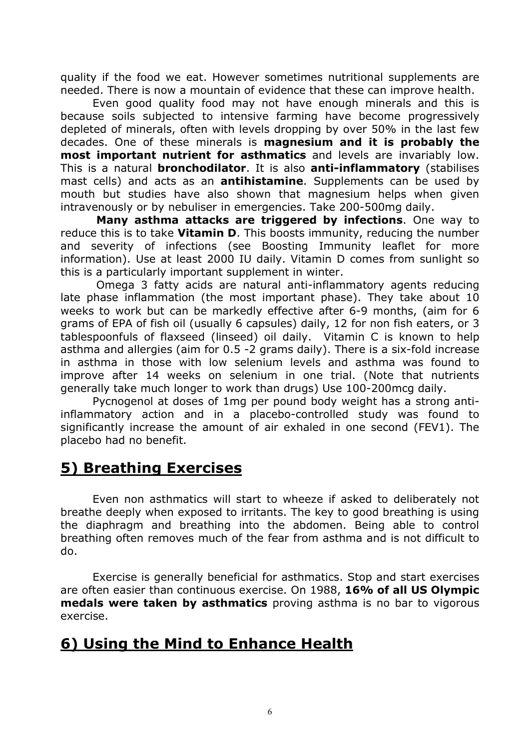quality if the food we eat. However sometimes nutritional supplements are needed. There is now a mountain of evidence that these can improve health.

Even good quality food may not have enough minerals and this is because soils subjected to intensive farming have become progressively depleted of minerals, often with levels dropping by over 50% in the last few decades. One of these minerals is **magnesium and it is probably the most important nutrient for asthmatics** and levels are invariably low. This is a natural **bronchodilator**. It is also **anti-inflammatory** (stabilises mast cells) and acts as an **antihistamine**. Supplements can be used by mouth but studies have also shown that magnesium helps when given intravenously or by nebuliser in emergencies. Take 200-500mg daily.

**Many asthma attacks are triggered by infections**. One way to reduce this is to take **Vitamin D**. This boosts immunity, reducing the number and severity of infections (see Boosting Immunity leaflet for more information). Use at least 2000 IU daily. Vitamin D comes from sunlight so this is a particularly important supplement in winter.

Omega 3 fatty acids are natural anti-inflammatory agents reducing late phase inflammation (the most important phase). They take about 10 weeks to work but can be markedly effective after 6-9 months, (aim for 6 grams of EPA of fish oil (usually 6 capsules) daily, 12 for non fish eaters, or 3 tablespoonfuls of flaxseed (linseed) oil daily. Vitamin C is known to help asthma and allergies (aim for 0.5 -2 grams daily). There is a six-fold increase in asthma in those with low selenium levels and asthma was found to improve after 14 weeks on selenium in one trial. (Note that nutrients generally take much longer to work than drugs) Use 100-200mcg daily.

Pycnogenol at doses of 1mg per pound body weight has a strong anti-inflammatory action and in a placebo-controlled study was found to significantly increase the amount of air exhaled in one second (FEV1). The placebo had no benefit.

## 5) Breathing Exercises

Even non asthmatics will start to wheeze if asked to deliberately not breathe deeply when exposed to irritants. The key to good breathing is using the diaphragm and breathing into the abdomen. Being able to control breathing often removes much of the fear from asthma and is not difficult to do.

Exercise is generally beneficial for asthmatics. Stop and start exercises are often easier than continuous exercise. On 1988, **16% of all US Olympic medals were taken by asthmatics** proving asthma is no bar to vigorous exercise.

## 6) Using the Mind to Enhance Health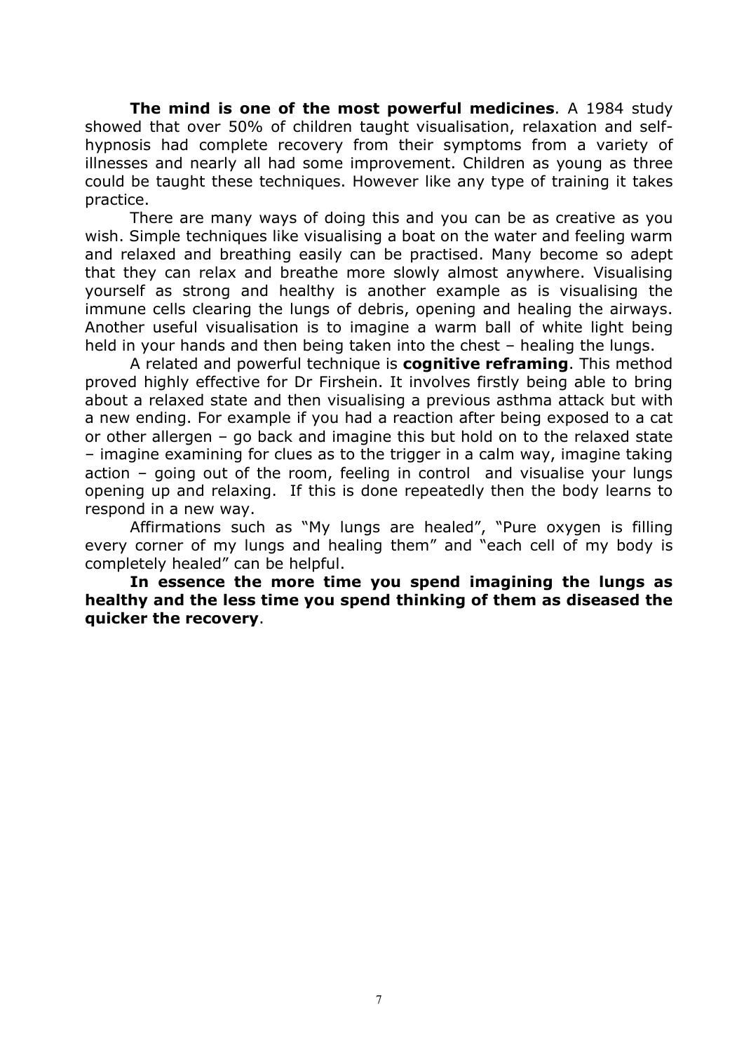**The mind is one of the most powerful medicines**. A 1984 study showed that over 50% of children taught visualisation, relaxation and self-hypnosis had complete recovery from their symptoms from a variety of illnesses and nearly all had some improvement. Children as young as three could be taught these techniques. However like any type of training it takes practice.

There are many ways of doing this and you can be as creative as you wish. Simple techniques like visualising a boat on the water and feeling warm and relaxed and breathing easily can be practised. Many become so adept that they can relax and breathe more slowly almost anywhere. Visualising yourself as strong and healthy is another example as is visualising the immune cells clearing the lungs of debris, opening and healing the airways. Another useful visualisation is to imagine a warm ball of white light being held in your hands and then being taken into the chest – healing the lungs.

A related and powerful technique is **cognitive reframing**. This method proved highly effective for Dr Firshein. It involves firstly being able to bring about a relaxed state and then visualising a previous asthma attack but with a new ending. For example if you had a reaction after being exposed to a cat or other allergen – go back and imagine this but hold on to the relaxed state – imagine examining for clues as to the trigger in a calm way, imagine taking action – going out of the room, feeling in control and visualise your lungs opening up and relaxing. If this is done repeatedly then the body learns to respond in a new way.

Affirmations such as "My lungs are healed", "Pure oxygen is filling every corner of my lungs and healing them" and "each cell of my body is completely healed" can be helpful.

**In essence the more time you spend imagining the lungs as healthy and the less time you spend thinking of them as diseased the quicker the recovery**.